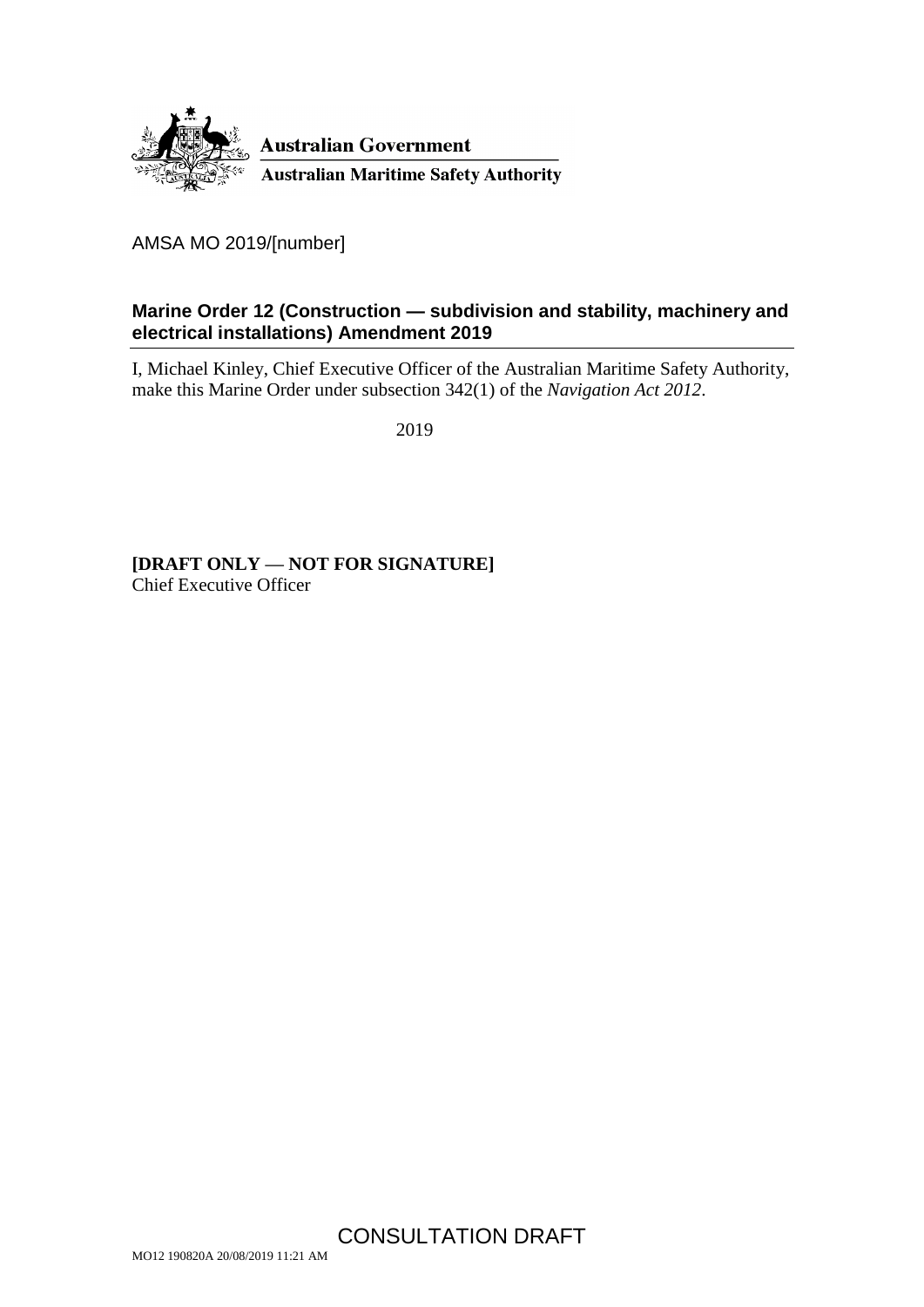Australian Government

Australian Maritime Safety Authority

AMSA MO 2019/[number]

## Marine Order 12 (Construction — subdivision and stability, machinery and electrical installations) Amendment 2019

I, Michael Kinley, Chief Executive Officer of the Australian Maritime Safety Authority, make this Marine Order under subsection 342(1) of the *Navigation Act 2012*.

2019

**[DRAFT ONLY — NOT FOR SIGNATURE]**
Chief Executive Officer

CONSULTATION DRAFT

MO12 190820A 20/08/2019 11:21 AM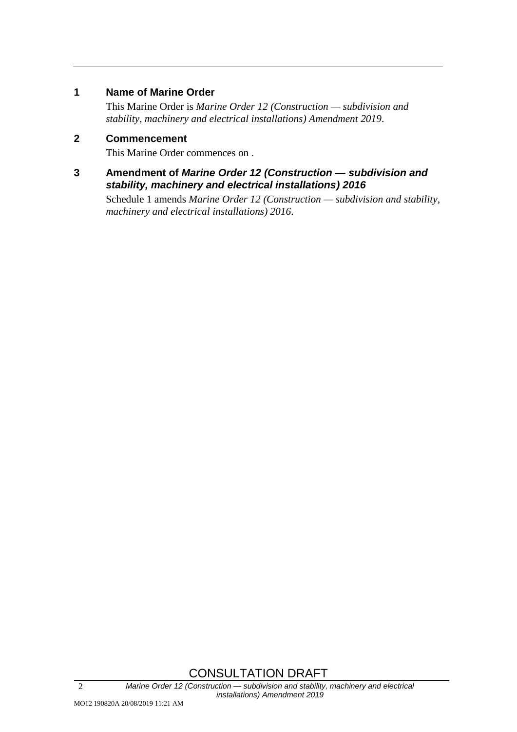## 1 Name of Marine Order

This Marine Order is *Marine Order 12 (Construction — subdivision and stability, machinery and electrical installations) Amendment 2019*.

## 2 Commencement

This Marine Order commences on .

## 3 Amendment of *Marine Order 12 (Construction — subdivision and stability, machinery and electrical installations) 2016*

Schedule 1 amends *Marine Order 12 (Construction — subdivision and stability, machinery and electrical installations) 2016*.

CONSULTATION DRAFT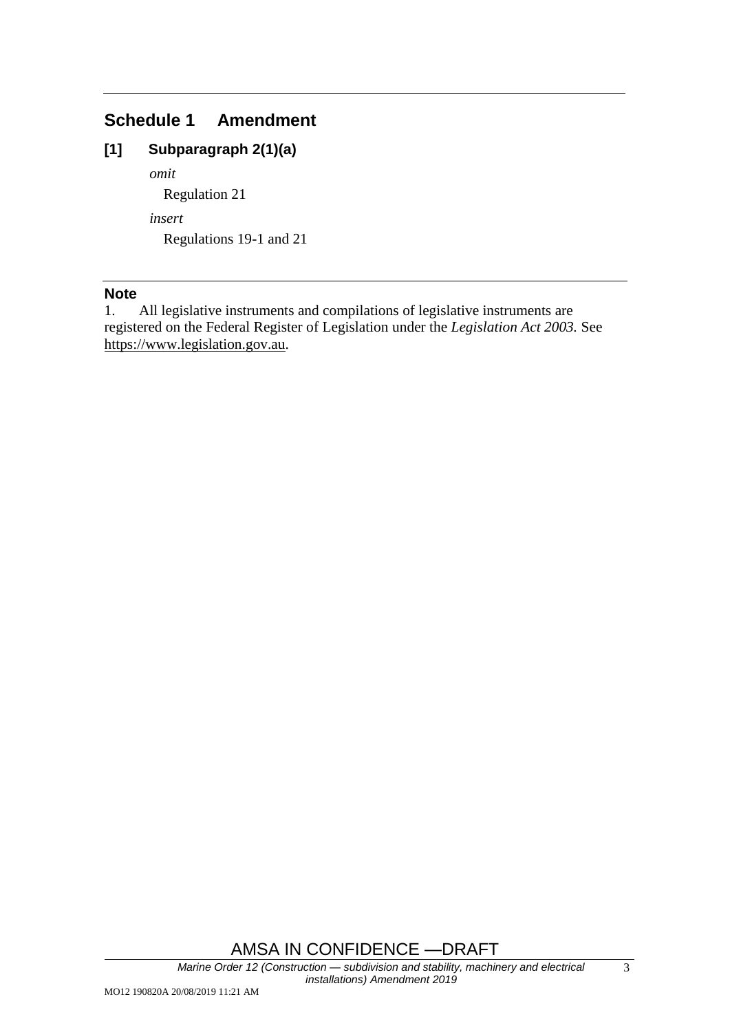## Schedule 1 Amendment

### [1] Subparagraph 2(1)(a)

*omit*

Regulation 21

*insert*

Regulations 19-1 and 21

**Note**

1. All legislative instruments and compilations of legislative instruments are registered on the Federal Register of Legislation under the *Legislation Act 2003*. See https://www.legislation.gov.au.

AMSA IN CONFIDENCE —DRAFT